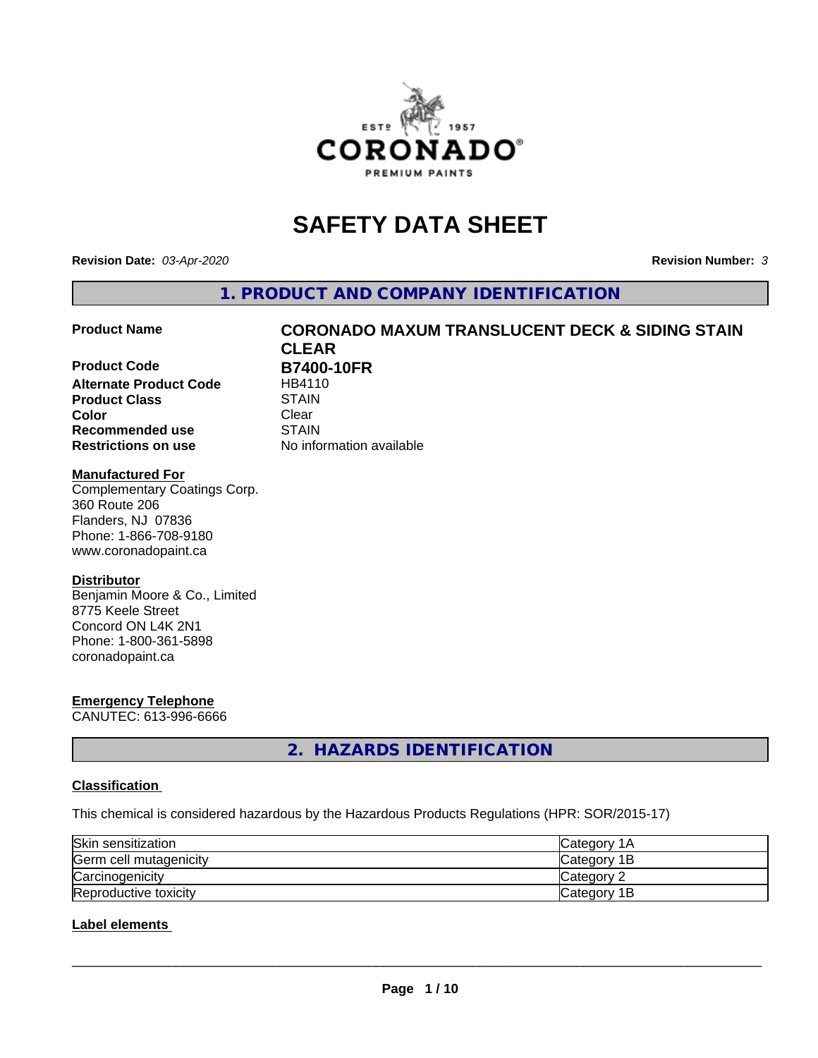# SAFETY DATA SHEET

**Revision Date:** *03-Apr-2020* **Revision Number:** *3*

## 1. PRODUCT AND COMPANY IDENTIFICATION

| | |
|---|---|
| **Product Name** | **CORONADO MAXUM TRANSLUCENT DECK & SIDING STAIN CLEAR** |
| **Product Code** | **B7400-10FR** |
| **Alternate Product Code** | HB4110 |
| **Product Class** | STAIN |
| **Color** | Clear |
| **Recommended use** | STAIN |
| **Restrictions on use** | No information available |

**Manufactured For**
Complementary Coatings Corp.
360 Route 206
Flanders, NJ 07836
Phone: 1-866-708-9180
www.coronadopaint.ca

**Distributor**
Benjamin Moore & Co., Limited
8775 Keele Street
Concord ON L4K 2N1
Phone: 1-800-361-5898
coronadopaint.ca

**Emergency Telephone**
CANUTEC: 613-996-6666

## 2. HAZARDS IDENTIFICATION

### Classification

This chemical is considered hazardous by the Hazardous Products Regulations (HPR: SOR/2015-17)

| | |
|---|---|
| Skin sensitization | Category 1A |
| Germ cell mutagenicity | Category 1B |
| Carcinogenicity | Category 2 |
| Reproductive toxicity | Category 1B |

### Label elements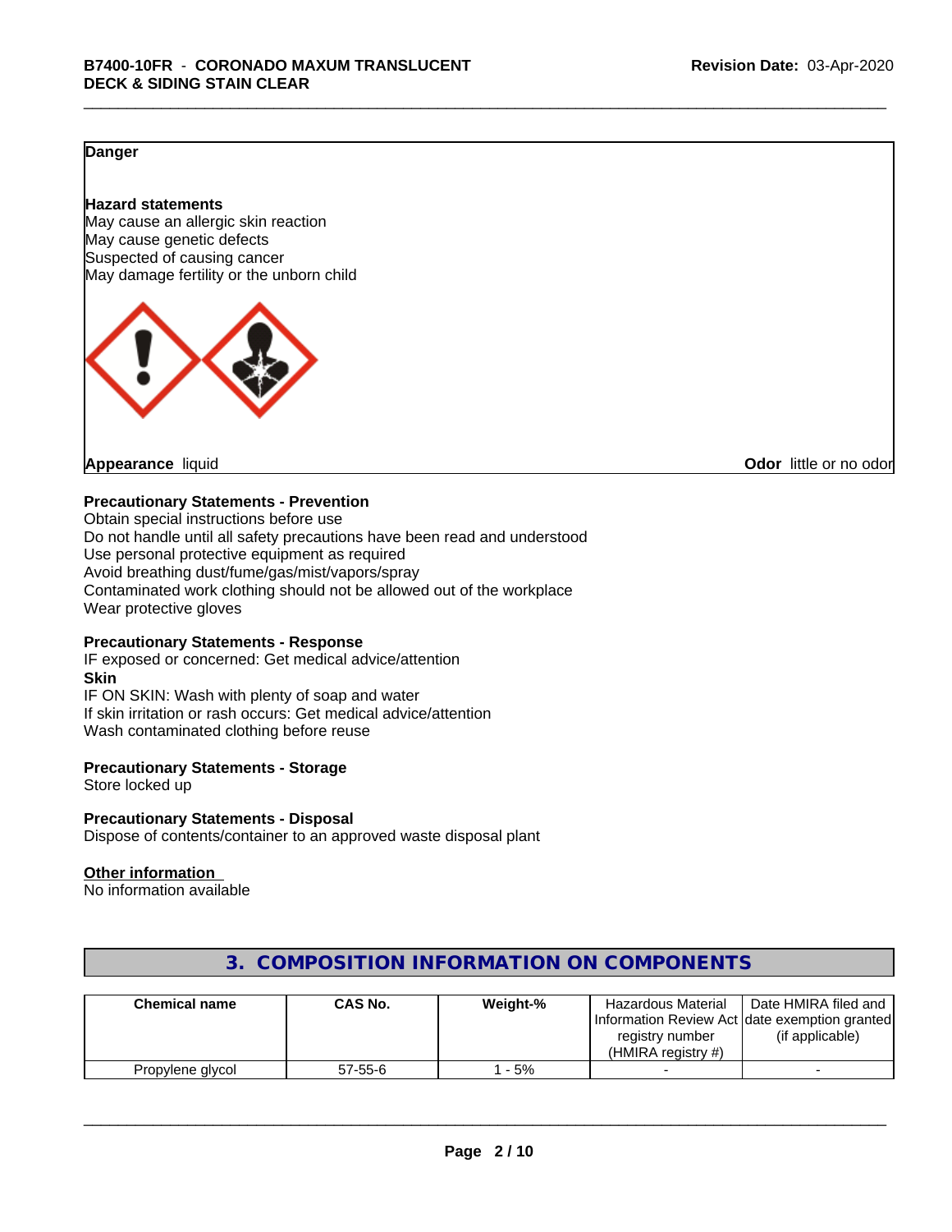**Danger**

**Hazard statements**
May cause an allergic skin reaction
May cause genetic defects
Suspected of causing cancer
May damage fertility or the unborn child

**Appearance** liquid **Odor** little or no odor

**Precautionary Statements - Prevention**
Obtain special instructions before use
Do not handle until all safety precautions have been read and understood
Use personal protective equipment as required
Avoid breathing dust/fume/gas/mist/vapors/spray
Contaminated work clothing should not be allowed out of the workplace
Wear protective gloves

**Precautionary Statements - Response**
IF exposed or concerned: Get medical advice/attention
**Skin**
IF ON SKIN: Wash with plenty of soap and water
If skin irritation or rash occurs: Get medical advice/attention
Wash contaminated clothing before reuse

**Precautionary Statements - Storage**
Store locked up

**Precautionary Statements - Disposal**
Dispose of contents/container to an approved waste disposal plant

**Other information**
No information available

## 3. COMPOSITION INFORMATION ON COMPONENTS

| Chemical name | CAS No. | Weight-% | Hazardous Material Information Review Act registry number (HMIRA registry #) | Date HMIRA filed and date exemption granted (if applicable) |
|---|---|---|---|---|
| Propylene glycol | 57-55-6 | 1 - 5% | - | - |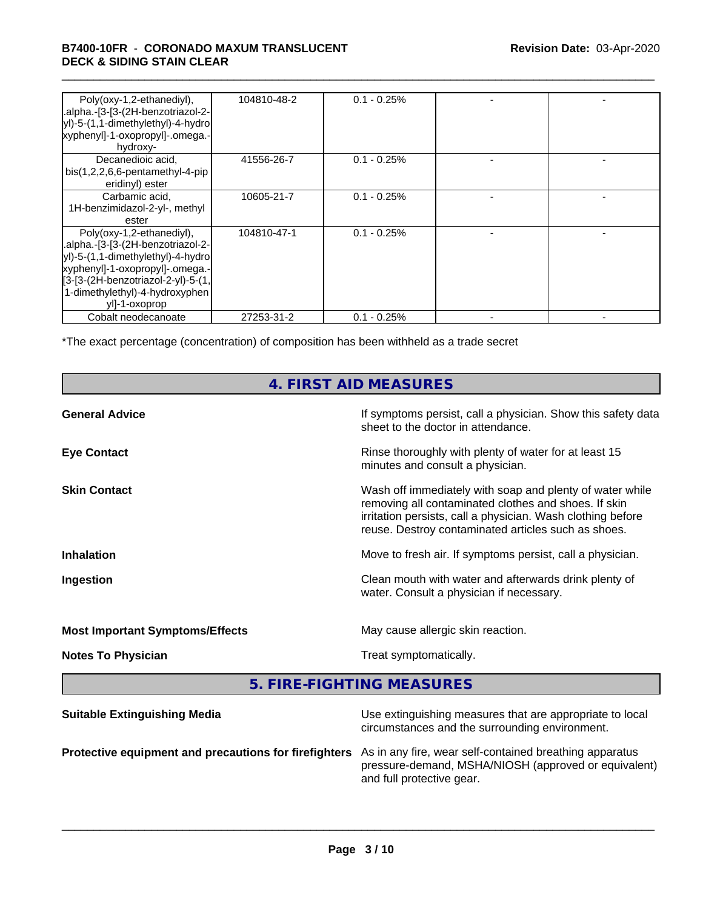| | | | | |
|---|---|---|---|---|
| Poly(oxy-1,2-ethanediyl), .alpha.-[3-[3-(2H-benzotriazol-2-yl)-5-(1,1-dimethylethyl)-4-hydroxyphenyl]-1-oxopropyl]-.omega.-hydroxy- | 104810-48-2 | 0.1 - 0.25% | - | - |
| Decanedioic acid, bis(1,2,2,6,6-pentamethyl-4-piperidinyl) ester | 41556-26-7 | 0.1 - 0.25% | - | - |
| Carbamic acid, 1H-benzimidazol-2-yl-, methyl ester | 10605-21-7 | 0.1 - 0.25% | - | - |
| Poly(oxy-1,2-ethanediyl), .alpha.-[3-[3-(2H-benzotriazol-2-yl)-5-(1,1-dimethylethyl)-4-hydroxyphenyl]-1-oxopropyl]-.omega.-[3-[3-(2H-benzotriazol-2-yl)-5-(1,1-dimethylethyl)-4-hydroxyphenyl]-1-oxoprop | 104810-47-1 | 0.1 - 0.25% | - | - |
| Cobalt neodecanoate | 27253-31-2 | 0.1 - 0.25% | - | - |

*The exact percentage (concentration) of composition has been withheld as a trade secret

## 4. FIRST AID MEASURES

**General Advice** — If symptoms persist, call a physician. Show this safety data sheet to the doctor in attendance.

**Eye Contact** — Rinse thoroughly with plenty of water for at least 15 minutes and consult a physician.

**Skin Contact** — Wash off immediately with soap and plenty of water while removing all contaminated clothes and shoes. If skin irritation persists, call a physician. Wash clothing before reuse. Destroy contaminated articles such as shoes.

**Inhalation** — Move to fresh air. If symptoms persist, call a physician.

**Ingestion** — Clean mouth with water and afterwards drink plenty of water. Consult a physician if necessary.

**Most Important Symptoms/Effects** — May cause allergic skin reaction.

**Notes To Physician** — Treat symptomatically.

## 5. FIRE-FIGHTING MEASURES

**Suitable Extinguishing Media** — Use extinguishing measures that are appropriate to local circumstances and the surrounding environment.

**Protective equipment and precautions for firefighters** — As in any fire, wear self-contained breathing apparatus pressure-demand, MSHA/NIOSH (approved or equivalent) and full protective gear.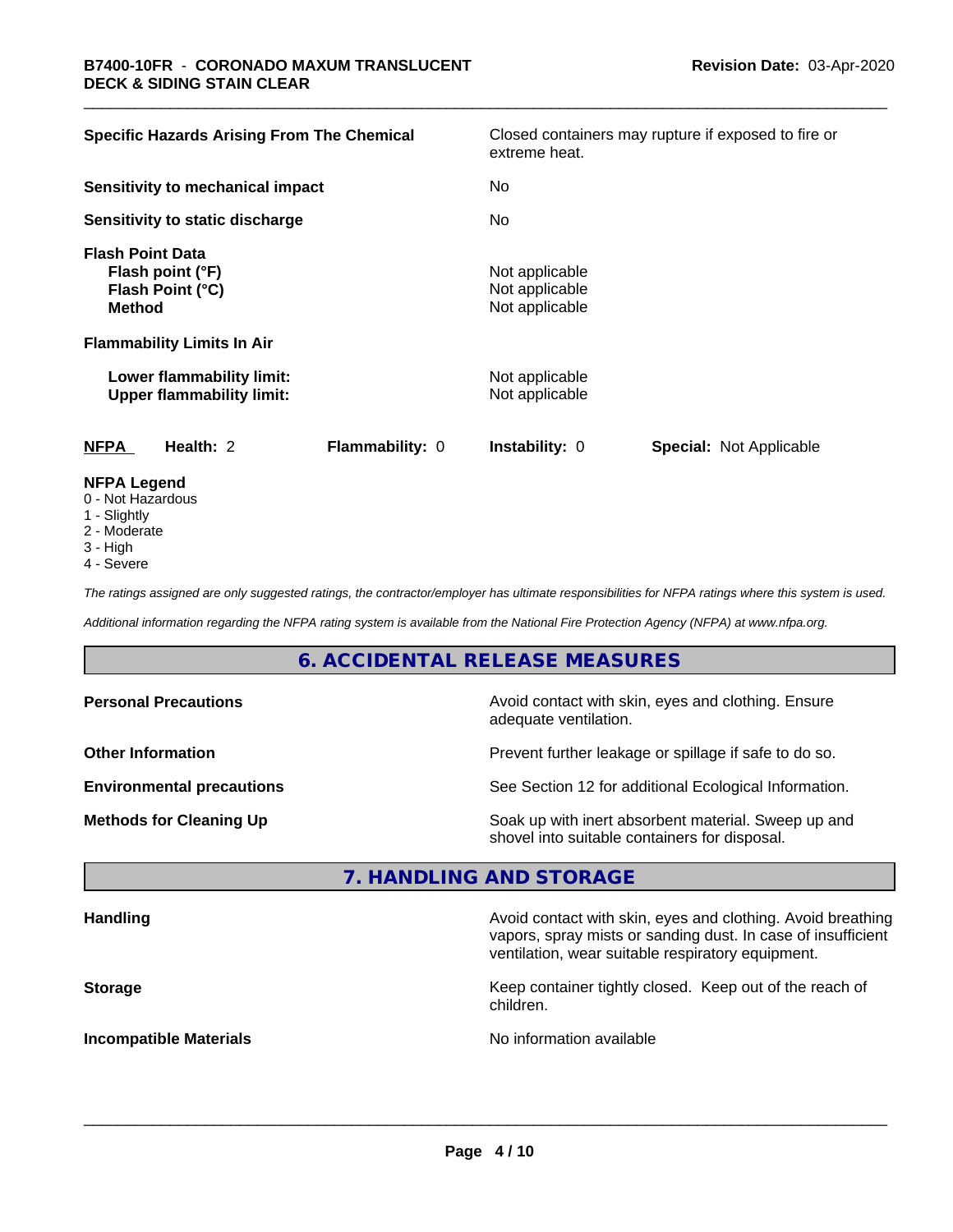| | |
|---|---|
| **Specific Hazards Arising From The Chemical** | Closed containers may rupture if exposed to fire or extreme heat. |
| **Sensitivity to mechanical impact** | No |
| **Sensitivity to static discharge** | No |
| **Flash Point Data** | |
| **Flash point (°F)** | Not applicable |
| **Flash Point (°C)** | Not applicable |
| **Method** | Not applicable |
| **Flammability Limits In Air** | |
| **Lower flammability limit:** | Not applicable |
| **Upper flammability limit:** | Not applicable |

| NFPA | Health: 2 | Flammability: 0 | Instability: 0 | Special: Not Applicable |
|---|---|---|---|---|

**NFPA Legend**
0 - Not Hazardous
1 - Slightly
2 - Moderate
3 - High
4 - Severe

*The ratings assigned are only suggested ratings, the contractor/employer has ultimate responsibilities for NFPA ratings where this system is used.*

*Additional information regarding the NFPA rating system is available from the National Fire Protection Agency (NFPA) at www.nfpa.org.*

## 6. ACCIDENTAL RELEASE MEASURES

| | |
|---|---|
| **Personal Precautions** | Avoid contact with skin, eyes and clothing. Ensure adequate ventilation. |
| **Other Information** | Prevent further leakage or spillage if safe to do so. |
| **Environmental precautions** | See Section 12 for additional Ecological Information. |
| **Methods for Cleaning Up** | Soak up with inert absorbent material. Sweep up and shovel into suitable containers for disposal. |

## 7. HANDLING AND STORAGE

| | |
|---|---|
| **Handling** | Avoid contact with skin, eyes and clothing. Avoid breathing vapors, spray mists or sanding dust. In case of insufficient ventilation, wear suitable respiratory equipment. |
| **Storage** | Keep container tightly closed. Keep out of the reach of children. |
| **Incompatible Materials** | No information available |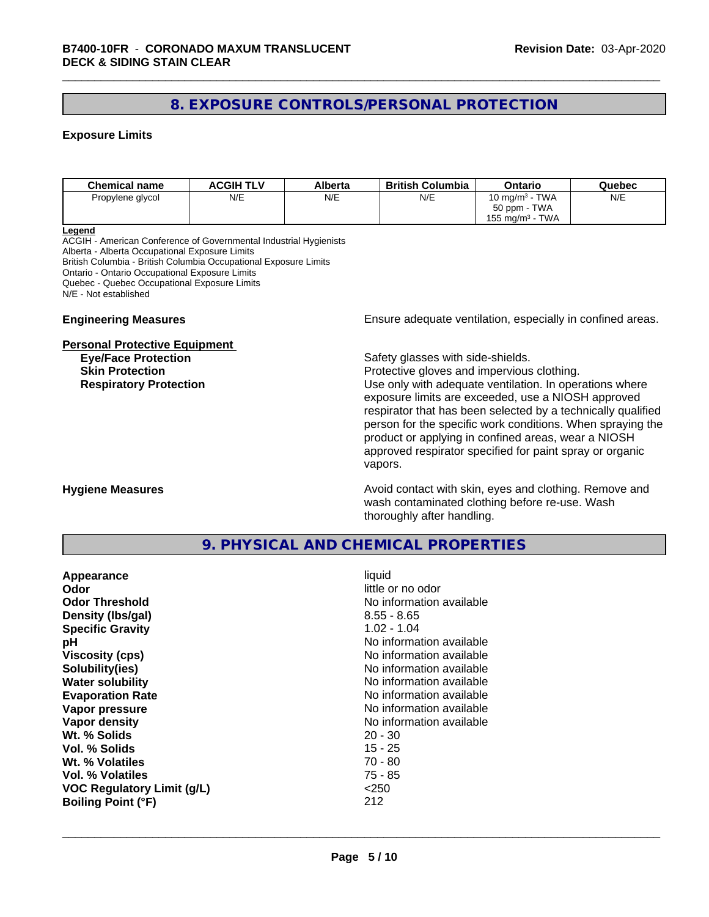## 8. EXPOSURE CONTROLS/PERSONAL PROTECTION

### Exposure Limits

| Chemical name | ACGIH TLV | Alberta | British Columbia | Ontario | Quebec |
|---|---|---|---|---|---|
| Propylene glycol | N/E | N/E | N/E | 10 mg/m³ - TWA<br>50 ppm - TWA<br>155 mg/m³ - TWA | N/E |

**Legend**
ACGIH - American Conference of Governmental Industrial Hygienists
Alberta - Alberta Occupational Exposure Limits
British Columbia - British Columbia Occupational Exposure Limits
Ontario - Ontario Occupational Exposure Limits
Quebec - Quebec Occupational Exposure Limits
N/E - Not established

**Engineering Measures** Ensure adequate ventilation, especially in confined areas.

**Personal Protective Equipment**

**Eye/Face Protection** Safety glasses with side-shields.

**Skin Protection** Protective gloves and impervious clothing.

**Respiratory Protection** Use only with adequate ventilation. In operations where exposure limits are exceeded, use a NIOSH approved respirator that has been selected by a technically qualified person for the specific work conditions. When spraying the product or applying in confined areas, wear a NIOSH approved respirator specified for paint spray or organic vapors.

**Hygiene Measures** Avoid contact with skin, eyes and clothing. Remove and wash contaminated clothing before re-use. Wash thoroughly after handling.

## 9. PHYSICAL AND CHEMICAL PROPERTIES

| | |
|---|---|
| **Appearance** | liquid |
| **Odor** | little or no odor |
| **Odor Threshold** | No information available |
| **Density (lbs/gal)** | 8.55 - 8.65 |
| **Specific Gravity** | 1.02 - 1.04 |
| **pH** | No information available |
| **Viscosity (cps)** | No information available |
| **Solubility(ies)** | No information available |
| **Water solubility** | No information available |
| **Evaporation Rate** | No information available |
| **Vapor pressure** | No information available |
| **Vapor density** | No information available |
| **Wt. % Solids** | 20 - 30 |
| **Vol. % Solids** | 15 - 25 |
| **Wt. % Volatiles** | 70 - 80 |
| **Vol. % Volatiles** | 75 - 85 |
| **VOC Regulatory Limit (g/L)** | <250 |
| **Boiling Point (°F)** | 212 |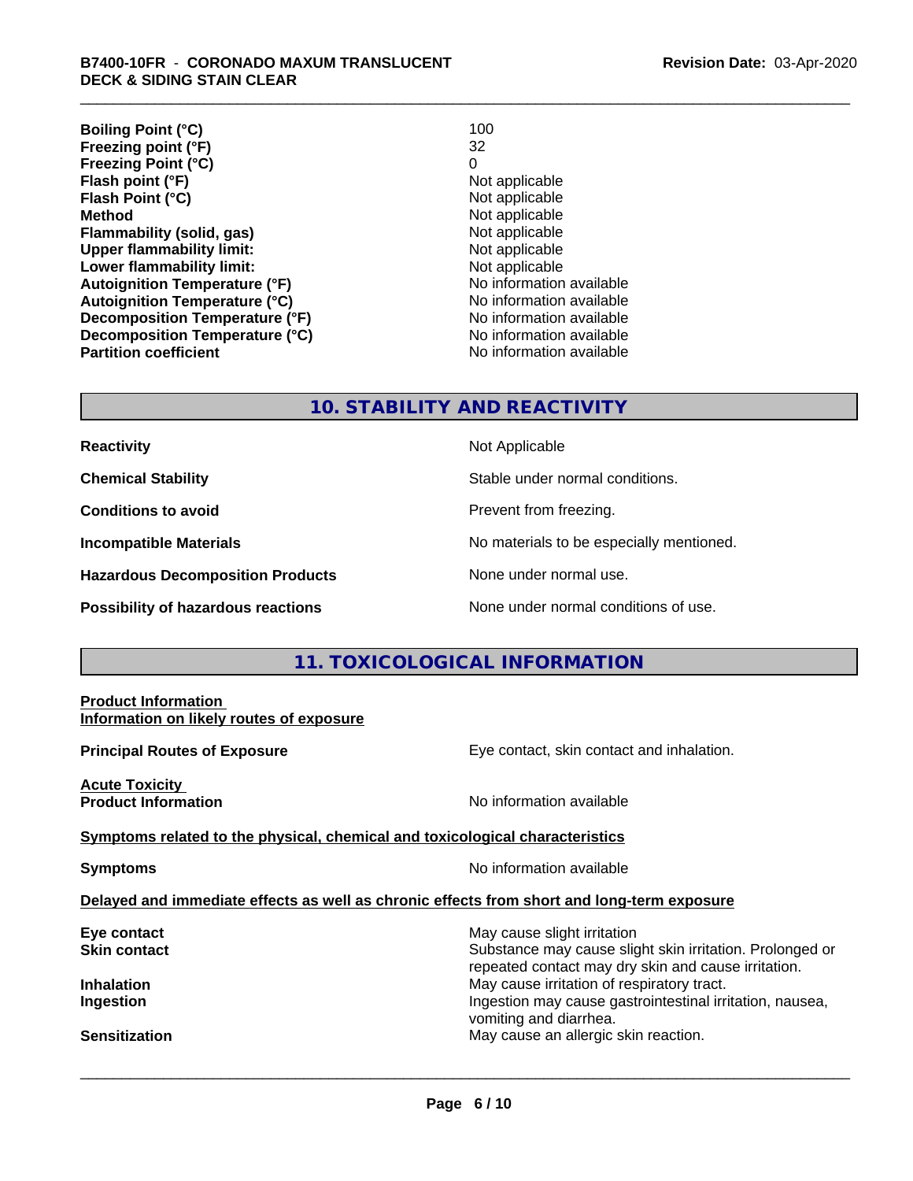| | |
|---|---|
| **Boiling Point (°C)** | 100 |
| **Freezing point (°F)** | 32 |
| **Freezing Point (°C)** | 0 |
| **Flash point (°F)** | Not applicable |
| **Flash Point (°C)** | Not applicable |
| **Method** | Not applicable |
| **Flammability (solid, gas)** | Not applicable |
| **Upper flammability limit:** | Not applicable |
| **Lower flammability limit:** | Not applicable |
| **Autoignition Temperature (°F)** | No information available |
| **Autoignition Temperature (°C)** | No information available |
| **Decomposition Temperature (°F)** | No information available |
| **Decomposition Temperature (°C)** | No information available |
| **Partition coefficient** | No information available |

## 10. STABILITY AND REACTIVITY

| | |
|---|---|
| **Reactivity** | Not Applicable |
| **Chemical Stability** | Stable under normal conditions. |
| **Conditions to avoid** | Prevent from freezing. |
| **Incompatible Materials** | No materials to be especially mentioned. |
| **Hazardous Decomposition Products** | None under normal use. |
| **Possibility of hazardous reactions** | None under normal conditions of use. |

## 11. TOXICOLOGICAL INFORMATION

**Product Information**
**Information on likely routes of exposure**

**Principal Routes of Exposure** — Eye contact, skin contact and inhalation.

**Acute Toxicity**
**Product Information** — No information available

**Symptoms related to the physical, chemical and toxicological characteristics**

**Symptoms** — No information available

**Delayed and immediate effects as well as chronic effects from short and long-term exposure**

| | |
|---|---|
| **Eye contact** | May cause slight irritation |
| **Skin contact** | Substance may cause slight skin irritation. Prolonged or repeated contact may dry skin and cause irritation. |
| **Inhalation** | May cause irritation of respiratory tract. |
| **Ingestion** | Ingestion may cause gastrointestinal irritation, nausea, vomiting and diarrhea. |
| **Sensitization** | May cause an allergic skin reaction. |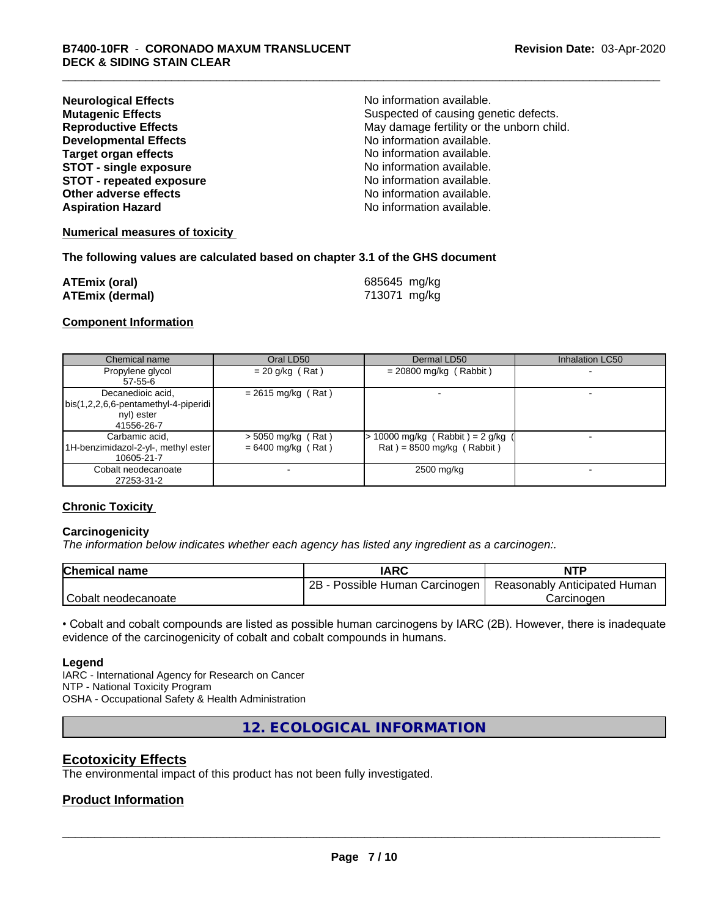| | |
|---|---|
| **Neurological Effects** | No information available. |
| **Mutagenic Effects** | Suspected of causing genetic defects. |
| **Reproductive Effects** | May damage fertility or the unborn child. |
| **Developmental Effects** | No information available. |
| **Target organ effects** | No information available. |
| **STOT - single exposure** | No information available. |
| **STOT - repeated exposure** | No information available. |
| **Other adverse effects** | No information available. |
| **Aspiration Hazard** | No information available. |

**Numerical measures of toxicity**

**The following values are calculated based on chapter 3.1 of the GHS document**

| | |
|---|---|
| **ATEmix (oral)** | 685645 mg/kg |
| **ATEmix (dermal)** | 713071 mg/kg |

**Component Information**

| Chemical name | Oral LD50 | Dermal LD50 | Inhalation LC50 |
|---|---|---|---|
| Propylene glycol<br>57-55-6 | = 20 g/kg ( Rat ) | = 20800 mg/kg ( Rabbit ) | - |
| Decanedioic acid, bis(1,2,2,6,6-pentamethyl-4-piperidinyl) ester<br>41556-26-7 | = 2615 mg/kg ( Rat ) | - | - |
| Carbamic acid, 1H-benzimidazol-2-yl-, methyl ester<br>10605-21-7 | > 5050 mg/kg ( Rat )<br>= 6400 mg/kg ( Rat ) | > 10000 mg/kg ( Rabbit ) = 2 g/kg ( Rat ) = 8500 mg/kg ( Rabbit ) | - |
| Cobalt neodecanoate<br>27253-31-2 | - | 2500 mg/kg | - |

**Chronic Toxicity**

**Carcinogenicity**

*The information below indicates whether each agency has listed any ingredient as a carcinogen:.*

| Chemical name | IARC | NTP |
|---|---|---|
| Cobalt neodecanoate | 2B - Possible Human Carcinogen | Reasonably Anticipated Human Carcinogen |

• Cobalt and cobalt compounds are listed as possible human carcinogens by IARC (2B). However, there is inadequate evidence of the carcinogenicity of cobalt and cobalt compounds in humans.

**Legend**

IARC - International Agency for Research on Cancer
NTP - National Toxicity Program
OSHA - Occupational Safety & Health Administration

# 12. ECOLOGICAL INFORMATION

## Ecotoxicity Effects

The environmental impact of this product has not been fully investigated.

## Product Information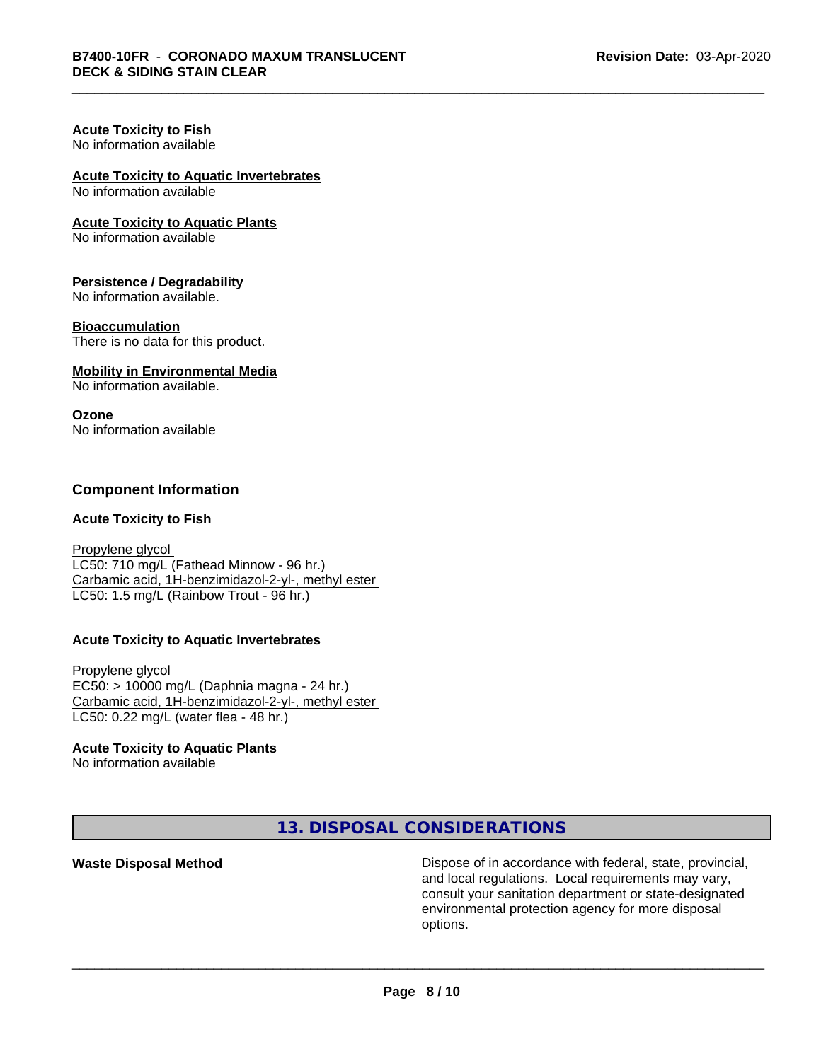**Acute Toxicity to Fish**
No information available

**Acute Toxicity to Aquatic Invertebrates**
No information available

**Acute Toxicity to Aquatic Plants**
No information available

**Persistence / Degradability**
No information available.

**Bioaccumulation**
There is no data for this product.

**Mobility in Environmental Media**
No information available.

**Ozone**
No information available

## Component Information

**Acute Toxicity to Fish**

Propylene glycol
LC50: 710 mg/L (Fathead Minnow - 96 hr.)
Carbamic acid, 1H-benzimidazol-2-yl-, methyl ester
LC50: 1.5 mg/L (Rainbow Trout - 96 hr.)

**Acute Toxicity to Aquatic Invertebrates**

Propylene glycol
EC50: > 10000 mg/L (Daphnia magna - 24 hr.)
Carbamic acid, 1H-benzimidazol-2-yl-, methyl ester
LC50: 0.22 mg/L (water flea - 48 hr.)

**Acute Toxicity to Aquatic Plants**
No information available

# 13. DISPOSAL CONSIDERATIONS

**Waste Disposal Method**

Dispose of in accordance with federal, state, provincial, and local regulations. Local requirements may vary, consult your sanitation department or state-designated environmental protection agency for more disposal options.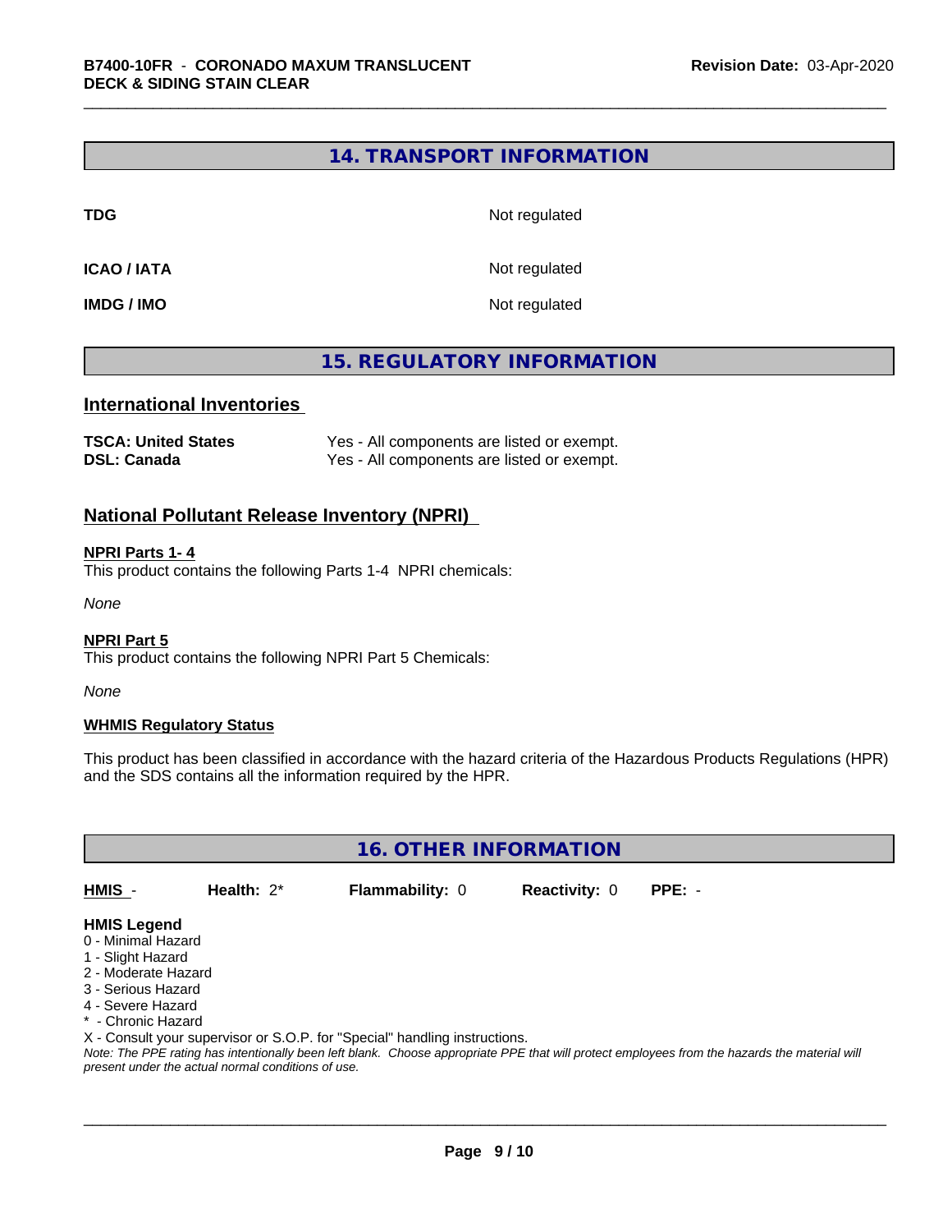## 14. TRANSPORT INFORMATION

| | |
|---|---|
| **TDG** | Not regulated |
| **ICAO / IATA** | Not regulated |
| **IMDG / IMO** | Not regulated |

## 15. REGULATORY INFORMATION

### International Inventories

| | |
|---|---|
| **TSCA: United States** | Yes - All components are listed or exempt. |
| **DSL: Canada** | Yes - All components are listed or exempt. |

### National Pollutant Release Inventory (NPRI)

**NPRI Parts 1- 4**

This product contains the following Parts 1-4 NPRI chemicals:

*None*

**NPRI Part 5**

This product contains the following NPRI Part 5 Chemicals:

*None*

**WHMIS Regulatory Status**

This product has been classified in accordance with the hazard criteria of the Hazardous Products Regulations (HPR) and the SDS contains all the information required by the HPR.

## 16. OTHER INFORMATION

| HMIS - | Health: 2* | Flammability: 0 | Reactivity: 0 | PPE: - |
|---|---|---|---|---|

**HMIS Legend**

0 - Minimal Hazard
1 - Slight Hazard
2 - Moderate Hazard
3 - Serious Hazard
4 - Severe Hazard
* - Chronic Hazard
X - Consult your supervisor or S.O.P. for "Special" handling instructions.

*Note: The PPE rating has intentionally been left blank. Choose appropriate PPE that will protect employees from the hazards the material will present under the actual normal conditions of use.*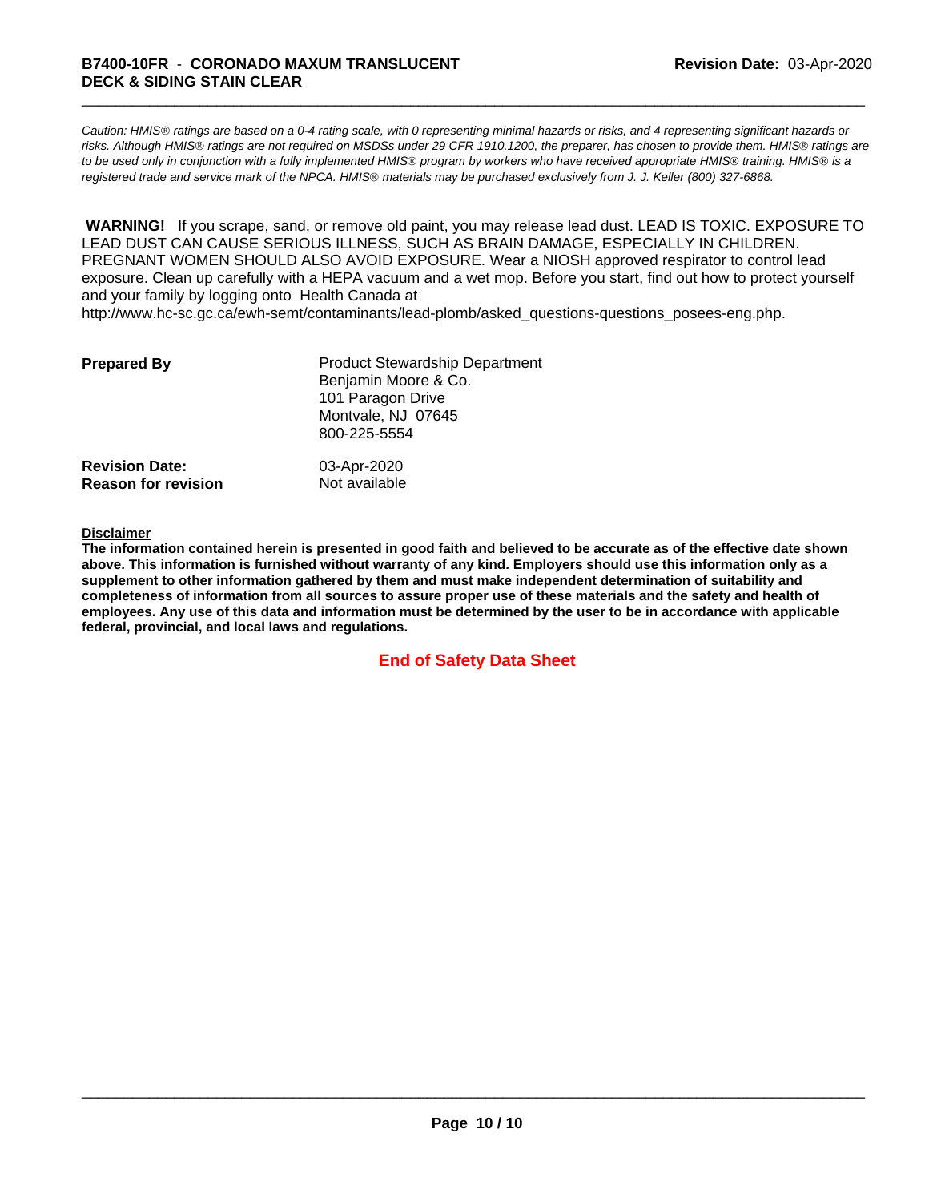*Caution: HMIS® ratings are based on a 0-4 rating scale, with 0 representing minimal hazards or risks, and 4 representing significant hazards or risks. Although HMIS® ratings are not required on MSDSs under 29 CFR 1910.1200, the preparer, has chosen to provide them. HMIS® ratings are to be used only in conjunction with a fully implemented HMIS® program by workers who have received appropriate HMIS® training. HMIS® is a registered trade and service mark of the NPCA. HMIS® materials may be purchased exclusively from J. J. Keller (800) 327-6868.*

**WARNING!** If you scrape, sand, or remove old paint, you may release lead dust. LEAD IS TOXIC. EXPOSURE TO LEAD DUST CAN CAUSE SERIOUS ILLNESS, SUCH AS BRAIN DAMAGE, ESPECIALLY IN CHILDREN. PREGNANT WOMEN SHOULD ALSO AVOID EXPOSURE. Wear a NIOSH approved respirator to control lead exposure. Clean up carefully with a HEPA vacuum and a wet mop. Before you start, find out how to protect yourself and your family by logging onto Health Canada at http://www.hc-sc.gc.ca/ewh-semt/contaminants/lead-plomb/asked_questions-questions_posees-eng.php.

| | |
|---|---|
| **Prepared By** | Product Stewardship Department<br>Benjamin Moore & Co.<br>101 Paragon Drive<br>Montvale, NJ 07645<br>800-225-5554 |
| **Revision Date:** | 03-Apr-2020 |
| **Reason for revision** | Not available |

**Disclaimer**

**The information contained herein is presented in good faith and believed to be accurate as of the effective date shown above. This information is furnished without warranty of any kind. Employers should use this information only as a supplement to other information gathered by them and must make independent determination of suitability and completeness of information from all sources to assure proper use of these materials and the safety and health of employees. Any use of this data and information must be determined by the user to be in accordance with applicable federal, provincial, and local laws and regulations.**

**End of Safety Data Sheet**